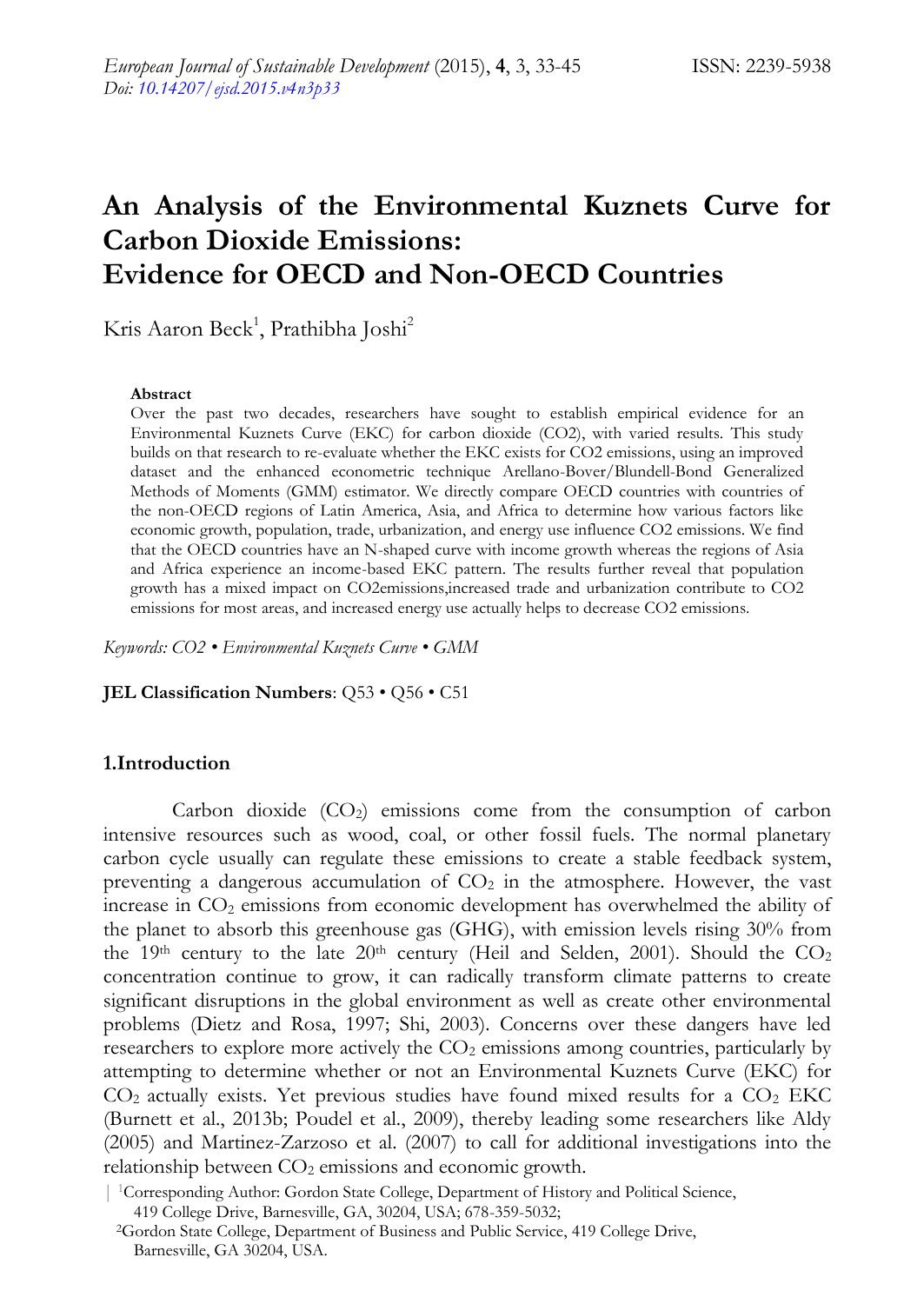# An Analysis of the Environmental Kuznets Curve for Carbon Dioxide Emissions: Evidence for OECD and Non-OECD Countries

Kris Aaron Beck[1], Prathibha Joshi[2]

**Abstract**

Over the past two decades, researchers have sought to establish empirical evidence for an Environmental Kuznets Curve (EKC) for carbon dioxide (CO2), with varied results. This study builds on that research to re-evaluate whether the EKC exists for CO2 emissions, using an improved dataset and the enhanced econometric technique Arellano-Bover/Blundell-Bond Generalized Methods of Moments (GMM) estimator. We directly compare OECD countries with countries of the non-OECD regions of Latin America, Asia, and Africa to determine how various factors like economic growth, population, trade, urbanization, and energy use influence CO2 emissions. We find that the OECD countries have an N-shaped curve with income growth whereas the regions of Asia and Africa experience an income-based EKC pattern. The results further reveal that population growth has a mixed impact on CO2emissions,increased trade and urbanization contribute to CO2 emissions for most areas, and increased energy use actually helps to decrease CO2 emissions.

*Keywords: CO2 • Environmental Kuznets Curve • GMM*

**JEL Classification Numbers**: Q53 • Q56 • C51

## 1.Introduction

Carbon dioxide ($CO_2$) emissions come from the consumption of carbon intensive resources such as wood, coal, or other fossil fuels. The normal planetary carbon cycle usually can regulate these emissions to create a stable feedback system, preventing a dangerous accumulation of $CO_2$ in the atmosphere. However, the vast increase in $CO_2$ emissions from economic development has overwhelmed the ability of the planet to absorb this greenhouse gas (GHG), with emission levels rising 30% from the 19th century to the late 20th century (Heil and Selden, 2001). Should the $CO_2$ concentration continue to grow, it can radically transform climate patterns to create significant disruptions in the global environment as well as create other environmental problems (Dietz and Rosa, 1997; Shi, 2003). Concerns over these dangers have led researchers to explore more actively the $CO_2$ emissions among countries, particularly by attempting to determine whether or not an Environmental Kuznets Curve (EKC) for $CO_2$ actually exists. Yet previous studies have found mixed results for a $CO_2$ EKC (Burnett et al., 2013b; Poudel et al., 2009), thereby leading some researchers like Aldy (2005) and Martinez-Zarzoso et al. (2007) to call for additional investigations into the relationship between $CO_2$ emissions and economic growth.

[1]Corresponding Author: Gordon State College, Department of History and Political Science, 419 College Drive, Barnesville, GA, 30204, USA; 678-359-5032;

[2]Gordon State College, Department of Business and Public Service, 419 College Drive, Barnesville, GA 30204, USA.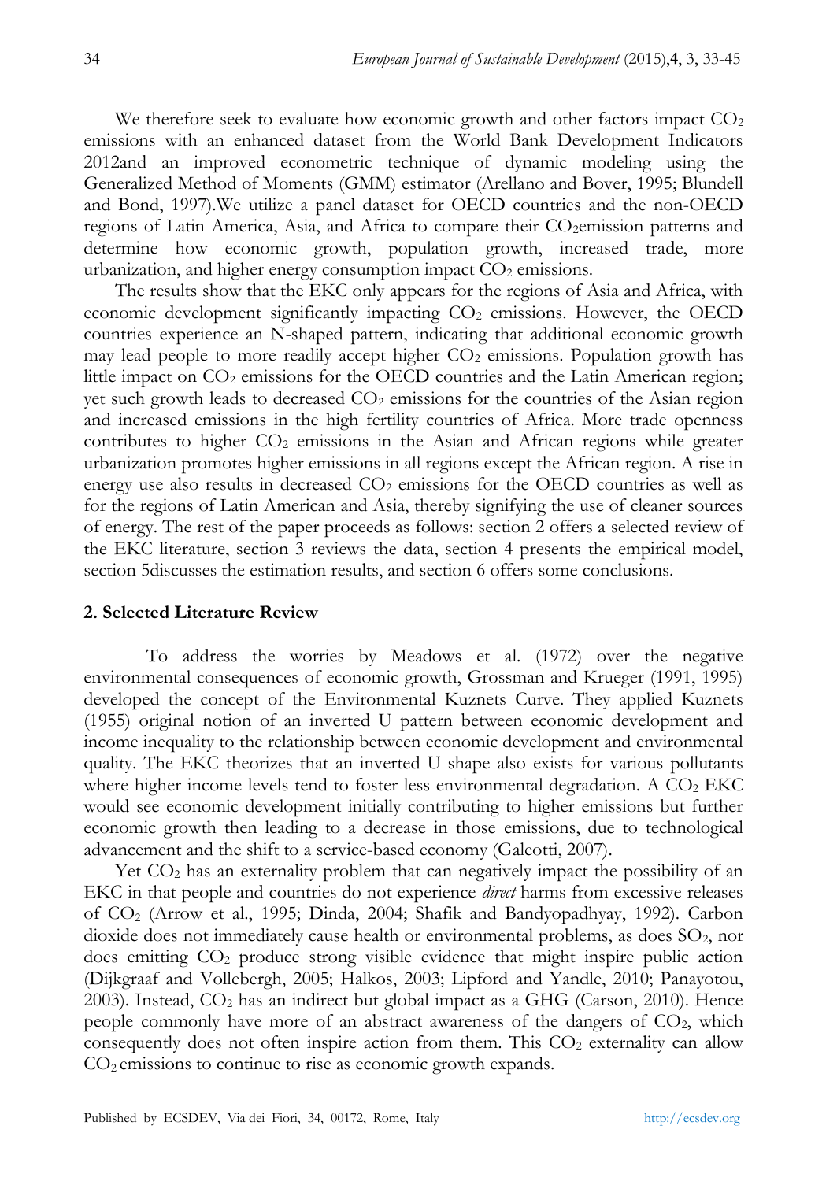We therefore seek to evaluate how economic growth and other factors impact $CO_2$ emissions with an enhanced dataset from the World Bank Development Indicators 2012and an improved econometric technique of dynamic modeling using the Generalized Method of Moments (GMM) estimator (Arellano and Bover, 1995; Blundell and Bond, 1997).We utilize a panel dataset for OECD countries and the non-OECD regions of Latin America, Asia, and Africa to compare their $CO_2$emission patterns and determine how economic growth, population growth, increased trade, more urbanization, and higher energy consumption impact $CO_2$ emissions.

The results show that the EKC only appears for the regions of Asia and Africa, with economic development significantly impacting $CO_2$ emissions. However, the OECD countries experience an N-shaped pattern, indicating that additional economic growth may lead people to more readily accept higher $CO_2$ emissions. Population growth has little impact on $CO_2$ emissions for the OECD countries and the Latin American region; yet such growth leads to decreased $CO_2$ emissions for the countries of the Asian region and increased emissions in the high fertility countries of Africa. More trade openness contributes to higher $CO_2$ emissions in the Asian and African regions while greater urbanization promotes higher emissions in all regions except the African region. A rise in energy use also results in decreased $CO_2$ emissions for the OECD countries as well as for the regions of Latin American and Asia, thereby signifying the use of cleaner sources of energy. The rest of the paper proceeds as follows: section 2 offers a selected review of the EKC literature, section 3 reviews the data, section 4 presents the empirical model, section 5discusses the estimation results, and section 6 offers some conclusions.

## 2. Selected Literature Review

To address the worries by Meadows et al. (1972) over the negative environmental consequences of economic growth, Grossman and Krueger (1991, 1995) developed the concept of the Environmental Kuznets Curve. They applied Kuznets (1955) original notion of an inverted U pattern between economic development and income inequality to the relationship between economic development and environmental quality. The EKC theorizes that an inverted U shape also exists for various pollutants where higher income levels tend to foster less environmental degradation. A $CO_2$ EKC would see economic development initially contributing to higher emissions but further economic growth then leading to a decrease in those emissions, due to technological advancement and the shift to a service-based economy (Galeotti, 2007).

Yet $CO_2$ has an externality problem that can negatively impact the possibility of an EKC in that people and countries do not experience *direct* harms from excessive releases of $CO_2$ (Arrow et al., 1995; Dinda, 2004; Shafik and Bandyopadhyay, 1992). Carbon dioxide does not immediately cause health or environmental problems, as does $SO_2$, nor does emitting $CO_2$ produce strong visible evidence that might inspire public action (Dijkgraaf and Vollebergh, 2005; Halkos, 2003; Lipford and Yandle, 2010; Panayotou, 2003). Instead, $CO_2$ has an indirect but global impact as a GHG (Carson, 2010). Hence people commonly have more of an abstract awareness of the dangers of $CO_2$, which consequently does not often inspire action from them. This $CO_2$ externality can allow $CO_2$ emissions to continue to rise as economic growth expands.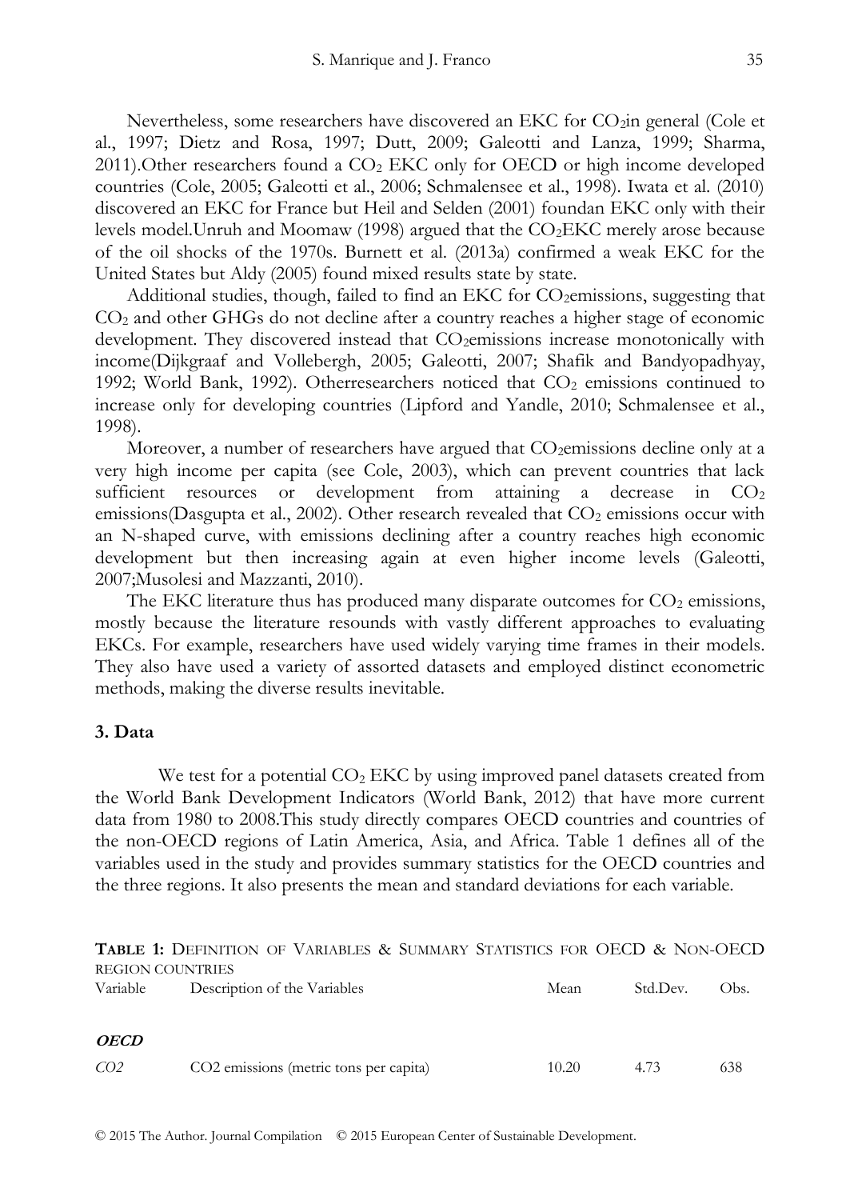Nevertheless, some researchers have discovered an EKC for $CO_2$in general (Cole et al., 1997; Dietz and Rosa, 1997; Dutt, 2009; Galeotti and Lanza, 1999; Sharma, 2011).Other researchers found a $CO_2$ EKC only for OECD or high income developed countries (Cole, 2005; Galeotti et al., 2006; Schmalensee et al., 1998). Iwata et al. (2010) discovered an EKC for France but Heil and Selden (2001) foundan EKC only with their levels model.Unruh and Moomaw (1998) argued that the $CO_2$EKC merely arose because of the oil shocks of the 1970s. Burnett et al. (2013a) confirmed a weak EKC for the United States but Aldy (2005) found mixed results state by state.

Additional studies, though, failed to find an EKC for $CO_2$emissions, suggesting that $CO_2$ and other GHGs do not decline after a country reaches a higher stage of economic development. They discovered instead that $CO_2$emissions increase monotonically with income(Dijkgraaf and Vollebergh, 2005; Galeotti, 2007; Shafik and Bandyopadhyay, 1992; World Bank, 1992). Otherresearchers noticed that $CO_2$ emissions continued to increase only for developing countries (Lipford and Yandle, 2010; Schmalensee et al., 1998).

Moreover, a number of researchers have argued that $CO_2$emissions decline only at a very high income per capita (see Cole, 2003), which can prevent countries that lack sufficient resources or development from attaining a decrease in $CO_2$ emissions(Dasgupta et al., 2002). Other research revealed that $CO_2$ emissions occur with an N-shaped curve, with emissions declining after a country reaches high economic development but then increasing again at even higher income levels (Galeotti, 2007;Musolesi and Mazzanti, 2010).

The EKC literature thus has produced many disparate outcomes for $CO_2$ emissions, mostly because the literature resounds with vastly different approaches to evaluating EKCs. For example, researchers have used widely varying time frames in their models. They also have used a variety of assorted datasets and employed distinct econometric methods, making the diverse results inevitable.

### 3. Data

We test for a potential $CO_2$ EKC by using improved panel datasets created from the World Bank Development Indicators (World Bank, 2012) that have more current data from 1980 to 2008.This study directly compares OECD countries and countries of the non-OECD regions of Latin America, Asia, and Africa. Table 1 defines all of the variables used in the study and provides summary statistics for the OECD countries and the three regions. It also presents the mean and standard deviations for each variable.

**TABLE 1:** DEFINITION OF VARIABLES & SUMMARY STATISTICS FOR OECD & NON-OECD REGION COUNTRIES

| Variable | Description of the Variables | Mean | Std.Dev. | Obs. |
|---|---|---|---|---|
| ***OECD*** | | | | |
| *CO2* | CO2 emissions (metric tons per capita) | 10.20 | 4.73 | 638 |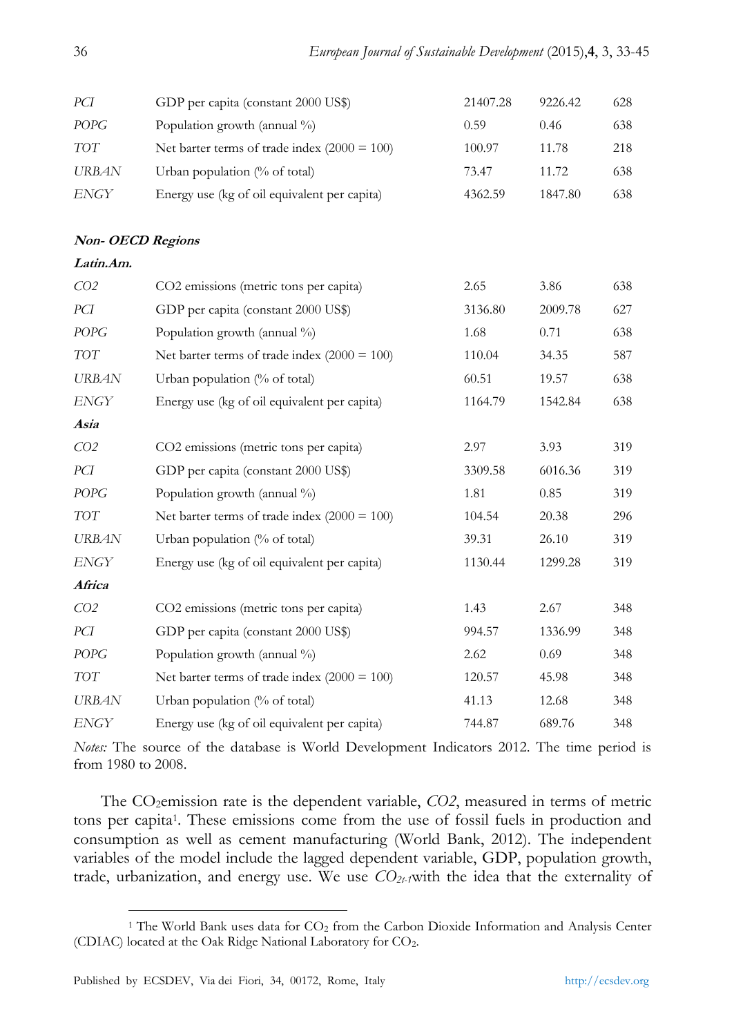| | | | | |
|---|---|---|---|---|
| *PCI* | GDP per capita (constant 2000 US$) | 21407.28 | 9226.42 | 628 |
| *POPG* | Population growth (annual %) | 0.59 | 0.46 | 638 |
| *TOT* | Net barter terms of trade index (2000 = 100) | 100.97 | 11.78 | 218 |
| *URBAN* | Urban population (% of total) | 73.47 | 11.72 | 638 |
| *ENGY* | Energy use (kg of oil equivalent per capita) | 4362.59 | 1847.80 | 638 |
| ***Non- OECD Regions*** | | | | |
| ***Latin.Am.*** | | | | |
| *CO2* | CO2 emissions (metric tons per capita) | 2.65 | 3.86 | 638 |
| *PCI* | GDP per capita (constant 2000 US$) | 3136.80 | 2009.78 | 627 |
| *POPG* | Population growth (annual %) | 1.68 | 0.71 | 638 |
| *TOT* | Net barter terms of trade index (2000 = 100) | 110.04 | 34.35 | 587 |
| *URBAN* | Urban population (% of total) | 60.51 | 19.57 | 638 |
| *ENGY* | Energy use (kg of oil equivalent per capita) | 1164.79 | 1542.84 | 638 |
| ***Asia*** | | | | |
| *CO2* | CO2 emissions (metric tons per capita) | 2.97 | 3.93 | 319 |
| *PCI* | GDP per capita (constant 2000 US$) | 3309.58 | 6016.36 | 319 |
| *POPG* | Population growth (annual %) | 1.81 | 0.85 | 319 |
| *TOT* | Net barter terms of trade index (2000 = 100) | 104.54 | 20.38 | 296 |
| *URBAN* | Urban population (% of total) | 39.31 | 26.10 | 319 |
| *ENGY* | Energy use (kg of oil equivalent per capita) | 1130.44 | 1299.28 | 319 |
| ***Africa*** | | | | |
| *CO2* | CO2 emissions (metric tons per capita) | 1.43 | 2.67 | 348 |
| *PCI* | GDP per capita (constant 2000 US$) | 994.57 | 1336.99 | 348 |
| *POPG* | Population growth (annual %) | 2.62 | 0.69 | 348 |
| *TOT* | Net barter terms of trade index (2000 = 100) | 120.57 | 45.98 | 348 |
| *URBAN* | Urban population (% of total) | 41.13 | 12.68 | 348 |
| *ENGY* | Energy use (kg of oil equivalent per capita) | 744.87 | 689.76 | 348 |

*Notes:* The source of the database is World Development Indicators 2012. The time period is from 1980 to 2008.

The $CO_2$ emission rate is the dependent variable, *CO2*, measured in terms of metric tons per capita[1]. These emissions come from the use of fossil fuels in production and consumption as well as cement manufacturing (World Bank, 2012). The independent variables of the model include the lagged dependent variable, GDP, population growth, trade, urbanization, and energy use. We use $CO2_{t-1}$ with the idea that the externality of

[1] The World Bank uses data for $CO_2$ from the Carbon Dioxide Information and Analysis Center (CDIAC) located at the Oak Ridge National Laboratory for $CO_2$.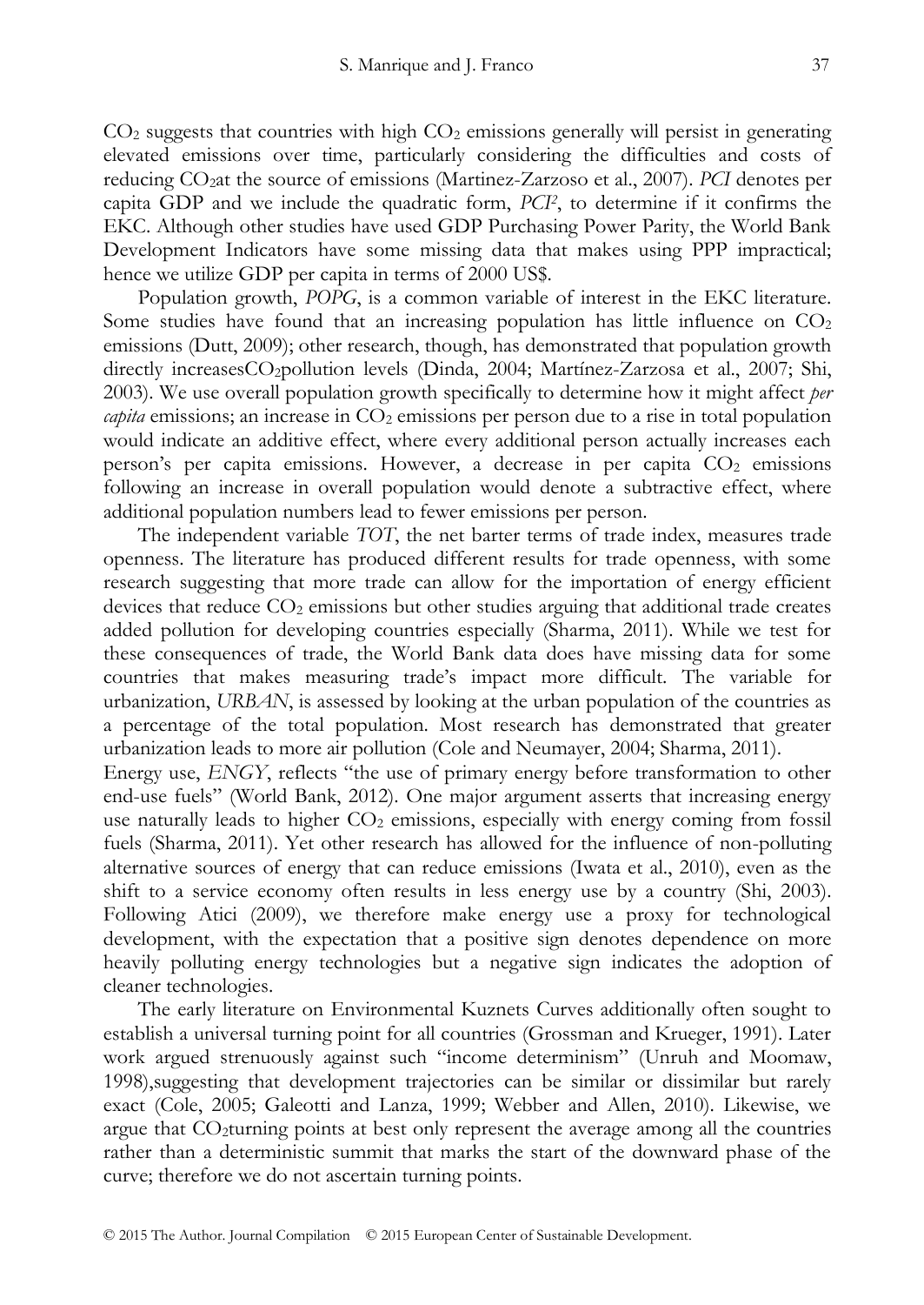$CO_2$ suggests that countries with high $CO_2$ emissions generally will persist in generating elevated emissions over time, particularly considering the difficulties and costs of reducing $CO_2$at the source of emissions (Martinez-Zarzoso et al., 2007). *PCI* denotes per capita GDP and we include the quadratic form, $PCI^2$, to determine if it confirms the EKC. Although other studies have used GDP Purchasing Power Parity, the World Bank Development Indicators have some missing data that makes using PPP impractical; hence we utilize GDP per capita in terms of 2000 US$.

Population growth, *POPG*, is a common variable of interest in the EKC literature. Some studies have found that an increasing population has little influence on $CO_2$ emissions (Dutt, 2009); other research, though, has demonstrated that population growth directly increases$CO_2$pollution levels (Dinda, 2004; Martínez-Zarzosa et al., 2007; Shi, 2003). We use overall population growth specifically to determine how it might affect *per capita* emissions; an increase in $CO_2$ emissions per person due to a rise in total population would indicate an additive effect, where every additional person actually increases each person's per capita emissions. However, a decrease in per capita $CO_2$ emissions following an increase in overall population would denote a subtractive effect, where additional population numbers lead to fewer emissions per person.

The independent variable *TOT*, the net barter terms of trade index, measures trade openness. The literature has produced different results for trade openness, with some research suggesting that more trade can allow for the importation of energy efficient devices that reduce $CO_2$ emissions but other studies arguing that additional trade creates added pollution for developing countries especially (Sharma, 2011). While we test for these consequences of trade, the World Bank data does have missing data for some countries that makes measuring trade's impact more difficult. The variable for urbanization, *URBAN*, is assessed by looking at the urban population of the countries as a percentage of the total population. Most research has demonstrated that greater urbanization leads to more air pollution (Cole and Neumayer, 2004; Sharma, 2011).

Energy use, *ENGY*, reflects "the use of primary energy before transformation to other end-use fuels" (World Bank, 2012). One major argument asserts that increasing energy use naturally leads to higher $CO_2$ emissions, especially with energy coming from fossil fuels (Sharma, 2011). Yet other research has allowed for the influence of non-polluting alternative sources of energy that can reduce emissions (Iwata et al., 2010), even as the shift to a service economy often results in less energy use by a country (Shi, 2003). Following Atici (2009), we therefore make energy use a proxy for technological development, with the expectation that a positive sign denotes dependence on more heavily polluting energy technologies but a negative sign indicates the adoption of cleaner technologies.

The early literature on Environmental Kuznets Curves additionally often sought to establish a universal turning point for all countries (Grossman and Krueger, 1991). Later work argued strenuously against such "income determinism" (Unruh and Moomaw, 1998),suggesting that development trajectories can be similar or dissimilar but rarely exact (Cole, 2005; Galeotti and Lanza, 1999; Webber and Allen, 2010). Likewise, we argue that $CO_2$turning points at best only represent the average among all the countries rather than a deterministic summit that marks the start of the downward phase of the curve; therefore we do not ascertain turning points.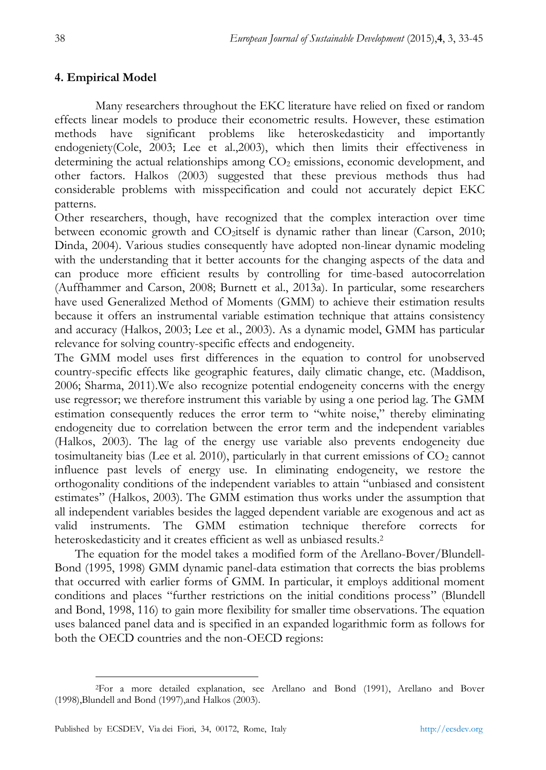## 4. Empirical Model

Many researchers throughout the EKC literature have relied on fixed or random effects linear models to produce their econometric results. However, these estimation methods have significant problems like heteroskedasticity and importantly endogeniety(Cole, 2003; Lee et al.,2003), which then limits their effectiveness in determining the actual relationships among $CO_2$ emissions, economic development, and other factors. Halkos (2003) suggested that these previous methods thus had considerable problems with misspecification and could not accurately depict EKC patterns.

Other researchers, though, have recognized that the complex interaction over time between economic growth and $CO_2$itself is dynamic rather than linear (Carson, 2010; Dinda, 2004). Various studies consequently have adopted non-linear dynamic modeling with the understanding that it better accounts for the changing aspects of the data and can produce more efficient results by controlling for time-based autocorrelation (Auffhammer and Carson, 2008; Burnett et al., 2013a). In particular, some researchers have used Generalized Method of Moments (GMM) to achieve their estimation results because it offers an instrumental variable estimation technique that attains consistency and accuracy (Halkos, 2003; Lee et al., 2003). As a dynamic model, GMM has particular relevance for solving country-specific effects and endogeneity.

The GMM model uses first differences in the equation to control for unobserved country-specific effects like geographic features, daily climatic change, etc. (Maddison, 2006; Sharma, 2011).We also recognize potential endogeneity concerns with the energy use regressor; we therefore instrument this variable by using a one period lag. The GMM estimation consequently reduces the error term to "white noise," thereby eliminating endogeneity due to correlation between the error term and the independent variables (Halkos, 2003). The lag of the energy use variable also prevents endogeneity due tosimultaneity bias (Lee et al. 2010), particularly in that current emissions of $CO_2$ cannot influence past levels of energy use. In eliminating endogeneity, we restore the orthogonality conditions of the independent variables to attain "unbiased and consistent estimates" (Halkos, 2003). The GMM estimation thus works under the assumption that all independent variables besides the lagged dependent variable are exogenous and act as valid instruments. The GMM estimation technique therefore corrects for heteroskedasticity and it creates efficient as well as unbiased results.[2]

The equation for the model takes a modified form of the Arellano-Bover/Blundell-Bond (1995, 1998) GMM dynamic panel-data estimation that corrects the bias problems that occurred with earlier forms of GMM. In particular, it employs additional moment conditions and places "further restrictions on the initial conditions process" (Blundell and Bond, 1998, 116) to gain more flexibility for smaller time observations. The equation uses balanced panel data and is specified in an expanded logarithmic form as follows for both the OECD countries and the non-OECD regions:

---

[2]For a more detailed explanation, see Arellano and Bond (1991), Arellano and Bover (1998),Blundell and Bond (1997),and Halkos (2003).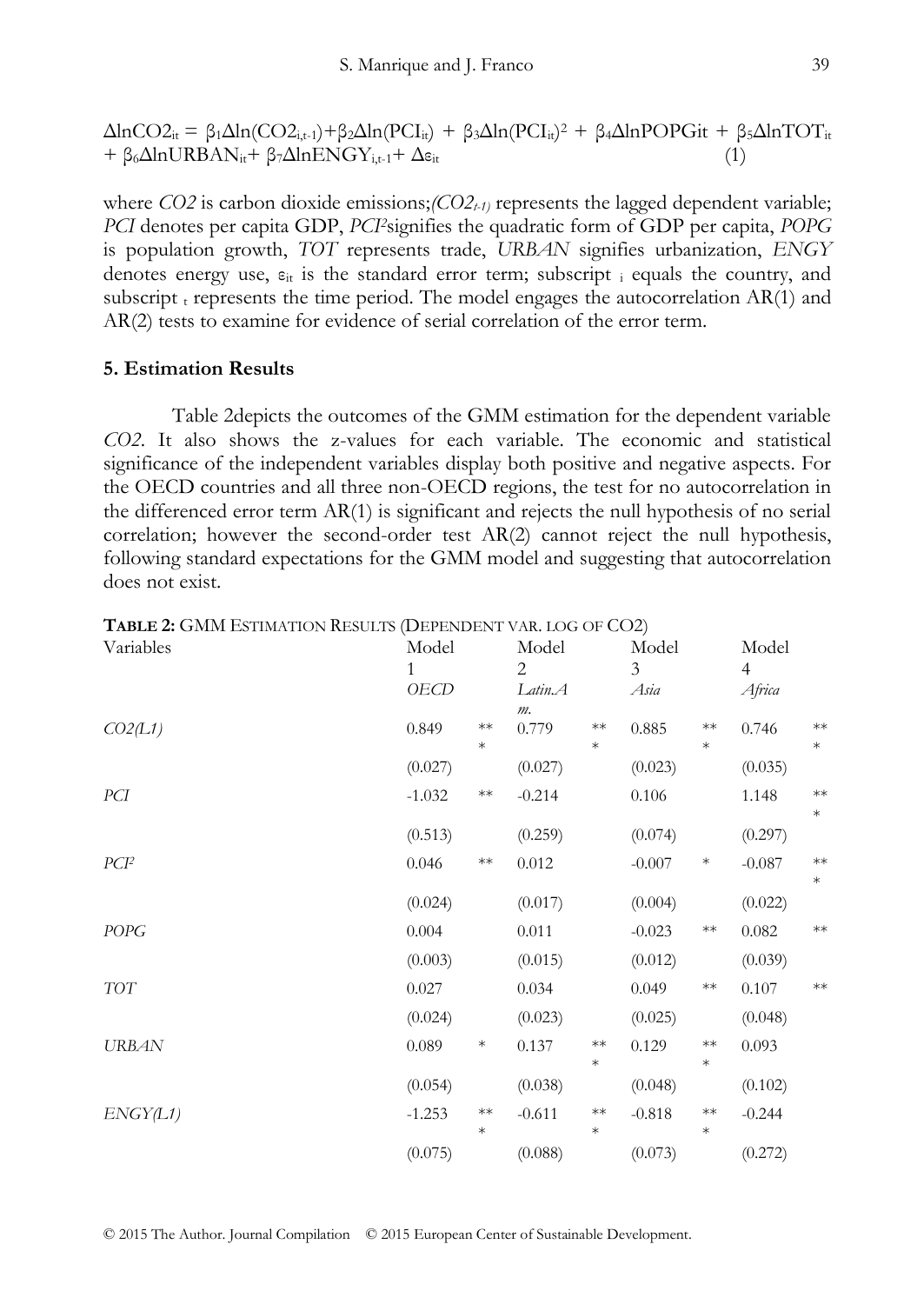$$\Delta lnCO2_{it} = \beta_1 \Delta ln(CO2_{i,t-1}) + \beta_2 \Delta ln(PCI_{it}) + \beta_3 \Delta ln(PCI_{it})^2 + \beta_4 \Delta lnPOPGit + \beta_5 \Delta lnTOT_{it} + \beta_6 \Delta lnURBAN_{it} + \beta_7 \Delta lnENGY_{i,t-1} + \Delta \varepsilon_{it} \quad (1)$$

where *CO2* is carbon dioxide emissions;*($CO2_{t-1}$)* represents the lagged dependent variable; *PCI* denotes per capita GDP, *$PCI^2$*signifies the quadratic form of GDP per capita, *POPG* is population growth, *TOT* represents trade, *URBAN* signifies urbanization, *ENGY* denotes energy use, $\varepsilon_{it}$ is the standard error term; subscript $_i$ equals the country, and subscript $_t$ represents the time period. The model engages the autocorrelation AR(1) and AR(2) tests to examine for evidence of serial correlation of the error term.

## 5. Estimation Results

Table 2depicts the outcomes of the GMM estimation for the dependent variable *CO2*. It also shows the z-values for each variable. The economic and statistical significance of the independent variables display both positive and negative aspects. For the OECD countries and all three non-OECD regions, the test for no autocorrelation in the differenced error term AR(1) is significant and rejects the null hypothesis of no serial correlation; however the second-order test AR(2) cannot reject the null hypothesis, following standard expectations for the GMM model and suggesting that autocorrelation does not exist.

**TABLE 2:** GMM ESTIMATION RESULTS (DEPENDENT VAR. LOG OF CO2)

| Variables | Model 1 *OECD* | | Model 2 *Latin.Am.* | | Model 3 *Asia* | | Model 4 *Africa* | |
|---|---|---|---|---|---|---|---|---|
| *CO2(L1)* | 0.849 | *** | 0.779 | *** | 0.885 | *** | 0.746 | *** |
| | (0.027) | | (0.027) | | (0.023) | | (0.035) | |
| *PCI* | -1.032 | ** | -0.214 | | 0.106 | | 1.148 | *** |
| | (0.513) | | (0.259) | | (0.074) | | (0.297) | |
| *$PCI^2$* | 0.046 | ** | 0.012 | | -0.007 | * | -0.087 | *** |
| | (0.024) | | (0.017) | | (0.004) | | (0.022) | |
| *POPG* | 0.004 | | 0.011 | | -0.023 | ** | 0.082 | ** |
| | (0.003) | | (0.015) | | (0.012) | | (0.039) | |
| *TOT* | 0.027 | | 0.034 | | 0.049 | ** | 0.107 | ** |
| | (0.024) | | (0.023) | | (0.025) | | (0.048) | |
| *URBAN* | 0.089 | * | 0.137 | *** | 0.129 | *** | 0.093 | |
| | (0.054) | | (0.038) | | (0.048) | | (0.102) | |
| *ENGY(L1)* | -1.253 | *** | -0.611 | *** | -0.818 | *** | -0.244 | |
| | (0.075) | | (0.088) | | (0.073) | | (0.272) | |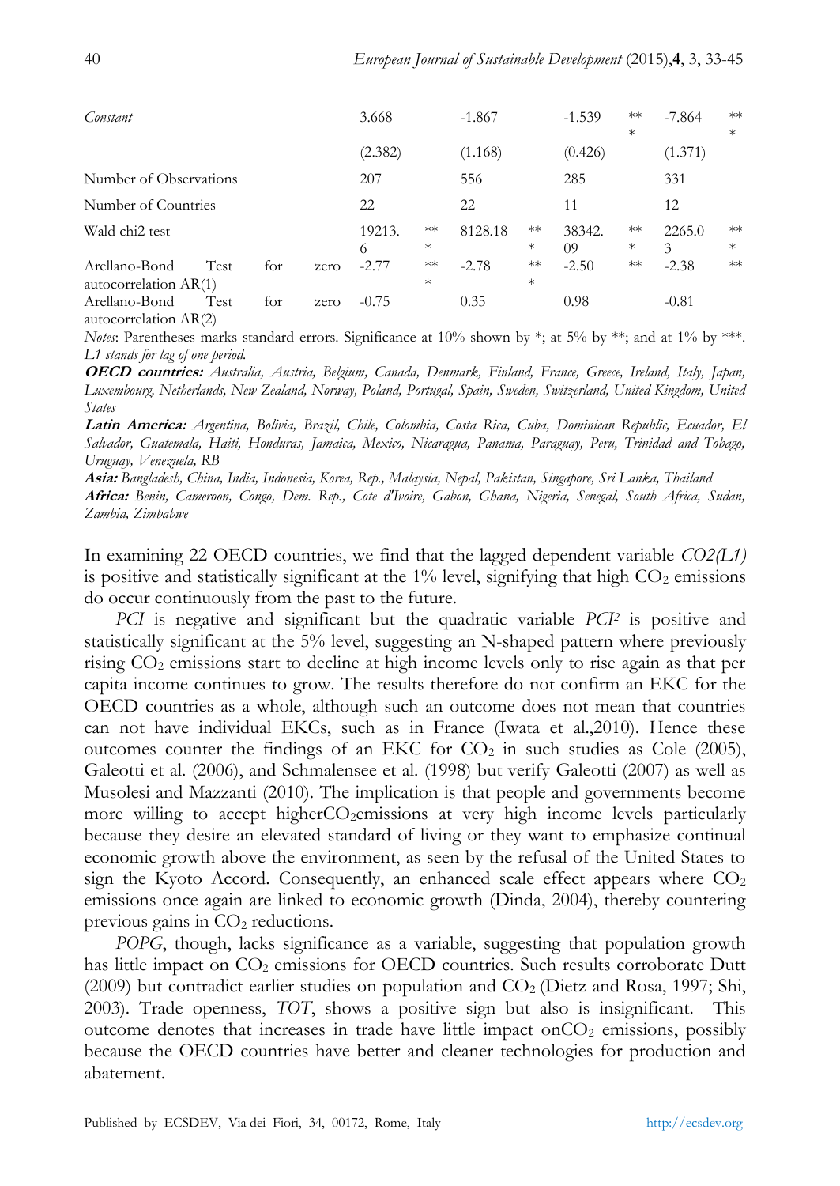| | | | | | | | | |
|---|---|---|---|---|---|---|---|---|
| *Constant* | 3.668 | | -1.867 | | -1.539 | *** | -7.864 | *** |
| | (2.382) | | (1.168) | | (0.426) | | (1.371) | |
| Number of Observations | 207 | | 556 | | 285 | | 331 | |
| Number of Countries | 22 | | 22 | | 11 | | 12 | |
| Wald chi2 test | 19213.6 | *** | 8128.18 | *** | 38342.09 | *** | 2265.03 | *** |
| Arellano-Bond Test for zero autocorrelation AR(1) | -2.77 | *** | -2.78 | *** | -2.50 | ** | -2.38 | ** |
| Arellano-Bond Test for zero autocorrelation AR(2) | -0.75 | | 0.35 | | 0.98 | | -0.81 | |

*Notes*: Parentheses marks standard errors. Significance at 10% shown by *; at 5% by **; and at 1% by ***. *L1 stands for lag of one period.*

***OECD countries:*** *Australia, Austria, Belgium, Canada, Denmark, Finland, France, Greece, Ireland, Italy, Japan, Luxembourg, Netherlands, New Zealand, Norway, Poland, Portugal, Spain, Sweden, Switzerland, United Kingdom, United States*

***Latin America:*** *Argentina, Bolivia, Brazil, Chile, Colombia, Costa Rica, Cuba, Dominican Republic, Ecuador, El Salvador, Guatemala, Haiti, Honduras, Jamaica, Mexico, Nicaragua, Panama, Paraguay, Peru, Trinidad and Tobago, Uruguay, Venezuela, RB*

***Asia:*** *Bangladesh, China, India, Indonesia, Korea, Rep., Malaysia, Nepal, Pakistan, Singapore, Sri Lanka, Thailand*

***Africa:*** *Benin, Cameroon, Congo, Dem. Rep., Cote d'Ivoire, Gabon, Ghana, Nigeria, Senegal, South Africa, Sudan, Zambia, Zimbabwe*

In examining 22 OECD countries, we find that the lagged dependent variable *CO2(L1)* is positive and statistically significant at the 1% level, signifying that high $CO_2$ emissions do occur continuously from the past to the future.

*PCI* is negative and significant but the quadratic variable *PCI²* is positive and statistically significant at the 5% level, suggesting an N-shaped pattern where previously rising $CO_2$ emissions start to decline at high income levels only to rise again as that per capita income continues to grow. The results therefore do not confirm an EKC for the OECD countries as a whole, although such an outcome does not mean that countries can not have individual EKCs, such as in France (Iwata et al.,2010). Hence these outcomes counter the findings of an EKC for $CO_2$ in such studies as Cole (2005), Galeotti et al. (2006), and Schmalensee et al. (1998) but verify Galeotti (2007) as well as Musolesi and Mazzanti (2010). The implication is that people and governments become more willing to accept higher$CO_2$emissions at very high income levels particularly because they desire an elevated standard of living or they want to emphasize continual economic growth above the environment, as seen by the refusal of the United States to sign the Kyoto Accord. Consequently, an enhanced scale effect appears where $CO_2$ emissions once again are linked to economic growth (Dinda, 2004), thereby countering previous gains in $CO_2$ reductions.

*POPG*, though, lacks significance as a variable, suggesting that population growth has little impact on $CO_2$ emissions for OECD countries. Such results corroborate Dutt (2009) but contradict earlier studies on population and $CO_2$ (Dietz and Rosa, 1997; Shi, 2003). Trade openness, *TOT*, shows a positive sign but also is insignificant. This outcome denotes that increases in trade have little impact on$CO_2$ emissions, possibly because the OECD countries have better and cleaner technologies for production and abatement.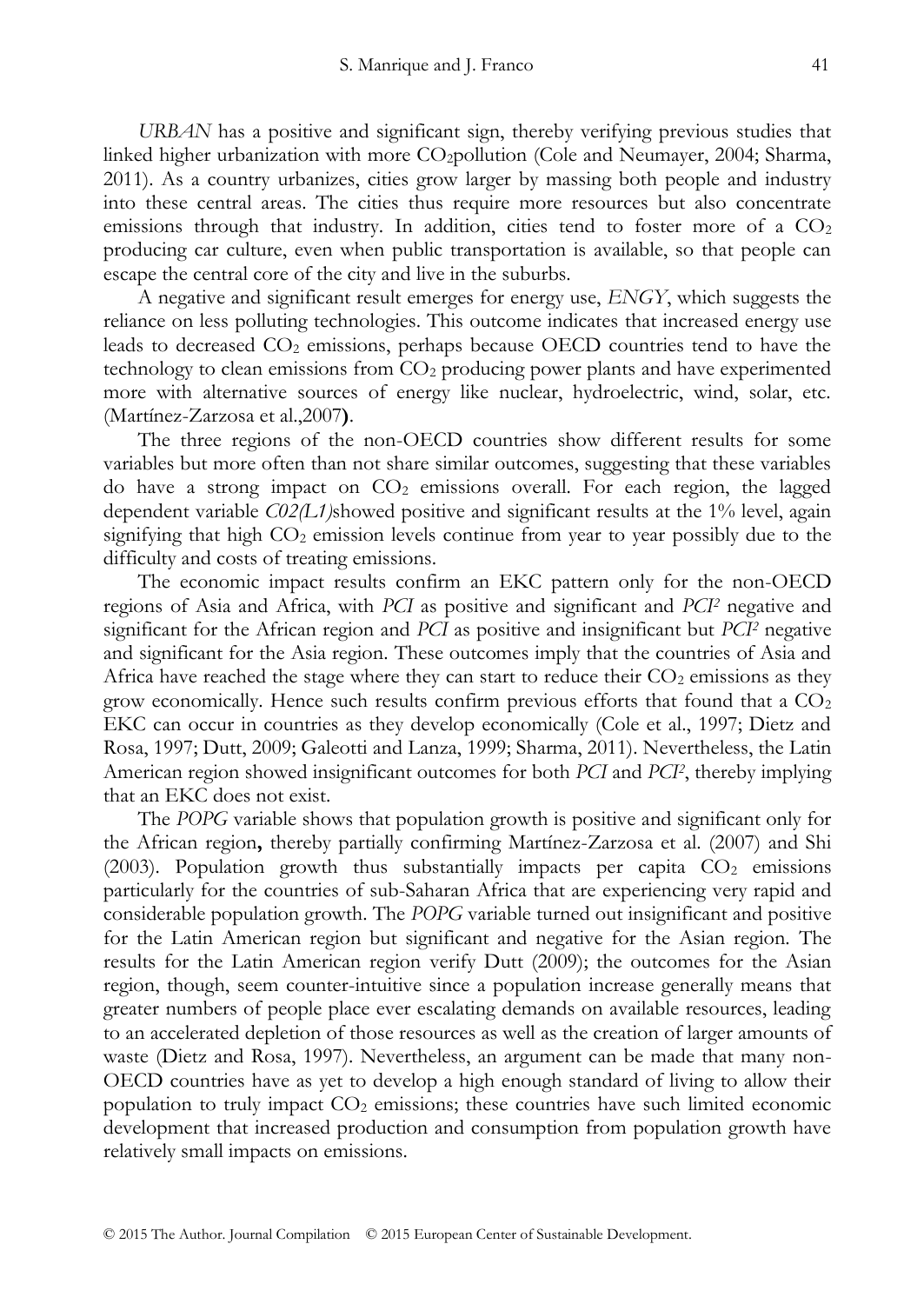*URBAN* has a positive and significant sign, thereby verifying previous studies that linked higher urbanization with more $CO_2$pollution (Cole and Neumayer, 2004; Sharma, 2011). As a country urbanizes, cities grow larger by massing both people and industry into these central areas. The cities thus require more resources but also concentrate emissions through that industry. In addition, cities tend to foster more of a $CO_2$ producing car culture, even when public transportation is available, so that people can escape the central core of the city and live in the suburbs.

A negative and significant result emerges for energy use, *ENGY*, which suggests the reliance on less polluting technologies. This outcome indicates that increased energy use leads to decreased $CO_2$ emissions, perhaps because OECD countries tend to have the technology to clean emissions from $CO_2$ producing power plants and have experimented more with alternative sources of energy like nuclear, hydroelectric, wind, solar, etc. (Martínez-Zarzosa et al.,2007**)**.

The three regions of the non-OECD countries show different results for some variables but more often than not share similar outcomes, suggesting that these variables do have a strong impact on $CO_2$ emissions overall. For each region, the lagged dependent variable *C02(L1)*showed positive and significant results at the 1% level, again signifying that high $CO_2$ emission levels continue from year to year possibly due to the difficulty and costs of treating emissions.

The economic impact results confirm an EKC pattern only for the non-OECD regions of Asia and Africa, with *PCI* as positive and significant and *PCI*$^2$ negative and significant for the African region and *PCI* as positive and insignificant but *PCI*$^2$ negative and significant for the Asia region. These outcomes imply that the countries of Asia and Africa have reached the stage where they can start to reduce their $CO_2$ emissions as they grow economically. Hence such results confirm previous efforts that found that a $CO_2$ EKC can occur in countries as they develop economically (Cole et al., 1997; Dietz and Rosa, 1997; Dutt, 2009; Galeotti and Lanza, 1999; Sharma, 2011). Nevertheless, the Latin American region showed insignificant outcomes for both *PCI* and *PCI*$^2$, thereby implying that an EKC does not exist.

The *POPG* variable shows that population growth is positive and significant only for the African region**,** thereby partially confirming Martínez-Zarzosa et al. (2007) and Shi (2003). Population growth thus substantially impacts per capita $CO_2$ emissions particularly for the countries of sub-Saharan Africa that are experiencing very rapid and considerable population growth. The *POPG* variable turned out insignificant and positive for the Latin American region but significant and negative for the Asian region. The results for the Latin American region verify Dutt (2009); the outcomes for the Asian region, though, seem counter-intuitive since a population increase generally means that greater numbers of people place ever escalating demands on available resources, leading to an accelerated depletion of those resources as well as the creation of larger amounts of waste (Dietz and Rosa, 1997). Nevertheless, an argument can be made that many non-OECD countries have as yet to develop a high enough standard of living to allow their population to truly impact $CO_2$ emissions; these countries have such limited economic development that increased production and consumption from population growth have relatively small impacts on emissions.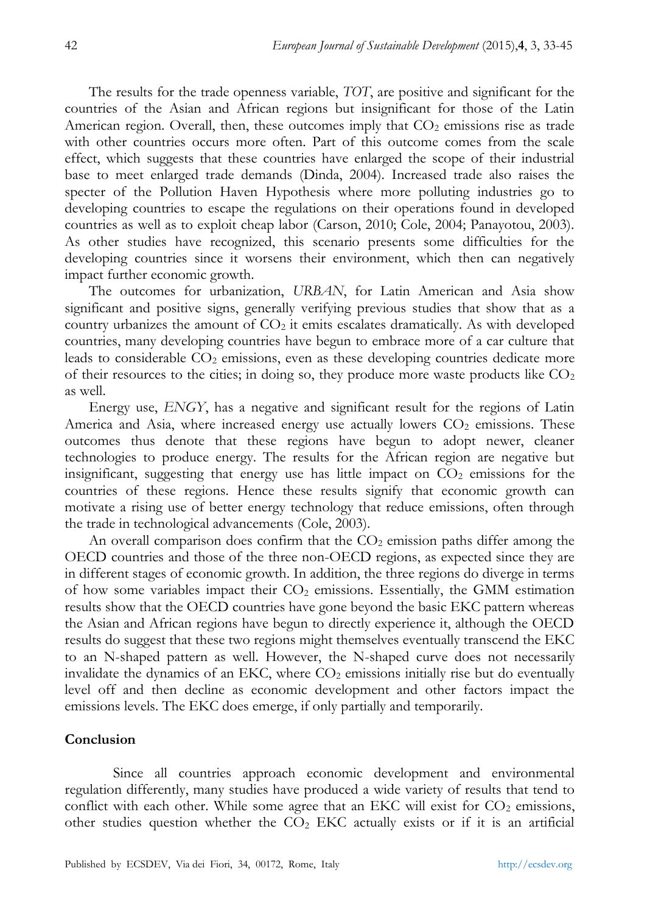The results for the trade openness variable, *TOT*, are positive and significant for the countries of the Asian and African regions but insignificant for those of the Latin American region. Overall, then, these outcomes imply that $CO_2$ emissions rise as trade with other countries occurs more often. Part of this outcome comes from the scale effect, which suggests that these countries have enlarged the scope of their industrial base to meet enlarged trade demands (Dinda, 2004). Increased trade also raises the specter of the Pollution Haven Hypothesis where more polluting industries go to developing countries to escape the regulations on their operations found in developed countries as well as to exploit cheap labor (Carson, 2010; Cole, 2004; Panayotou, 2003). As other studies have recognized, this scenario presents some difficulties for the developing countries since it worsens their environment, which then can negatively impact further economic growth.

The outcomes for urbanization, *URBAN*, for Latin American and Asia show significant and positive signs, generally verifying previous studies that show that as a country urbanizes the amount of $CO_2$ it emits escalates dramatically. As with developed countries, many developing countries have begun to embrace more of a car culture that leads to considerable $CO_2$ emissions, even as these developing countries dedicate more of their resources to the cities; in doing so, they produce more waste products like $CO_2$ as well.

Energy use, *ENGY*, has a negative and significant result for the regions of Latin America and Asia, where increased energy use actually lowers $CO_2$ emissions. These outcomes thus denote that these regions have begun to adopt newer, cleaner technologies to produce energy. The results for the African region are negative but insignificant, suggesting that energy use has little impact on $CO_2$ emissions for the countries of these regions. Hence these results signify that economic growth can motivate a rising use of better energy technology that reduce emissions, often through the trade in technological advancements (Cole, 2003).

An overall comparison does confirm that the $CO_2$ emission paths differ among the OECD countries and those of the three non-OECD regions, as expected since they are in different stages of economic growth. In addition, the three regions do diverge in terms of how some variables impact their $CO_2$ emissions. Essentially, the GMM estimation results show that the OECD countries have gone beyond the basic EKC pattern whereas the Asian and African regions have begun to directly experience it, although the OECD results do suggest that these two regions might themselves eventually transcend the EKC to an N-shaped pattern as well. However, the N-shaped curve does not necessarily invalidate the dynamics of an EKC, where $CO_2$ emissions initially rise but do eventually level off and then decline as economic development and other factors impact the emissions levels. The EKC does emerge, if only partially and temporarily.

## Conclusion

Since all countries approach economic development and environmental regulation differently, many studies have produced a wide variety of results that tend to conflict with each other. While some agree that an EKC will exist for $CO_2$ emissions, other studies question whether the $CO_2$ EKC actually exists or if it is an artificial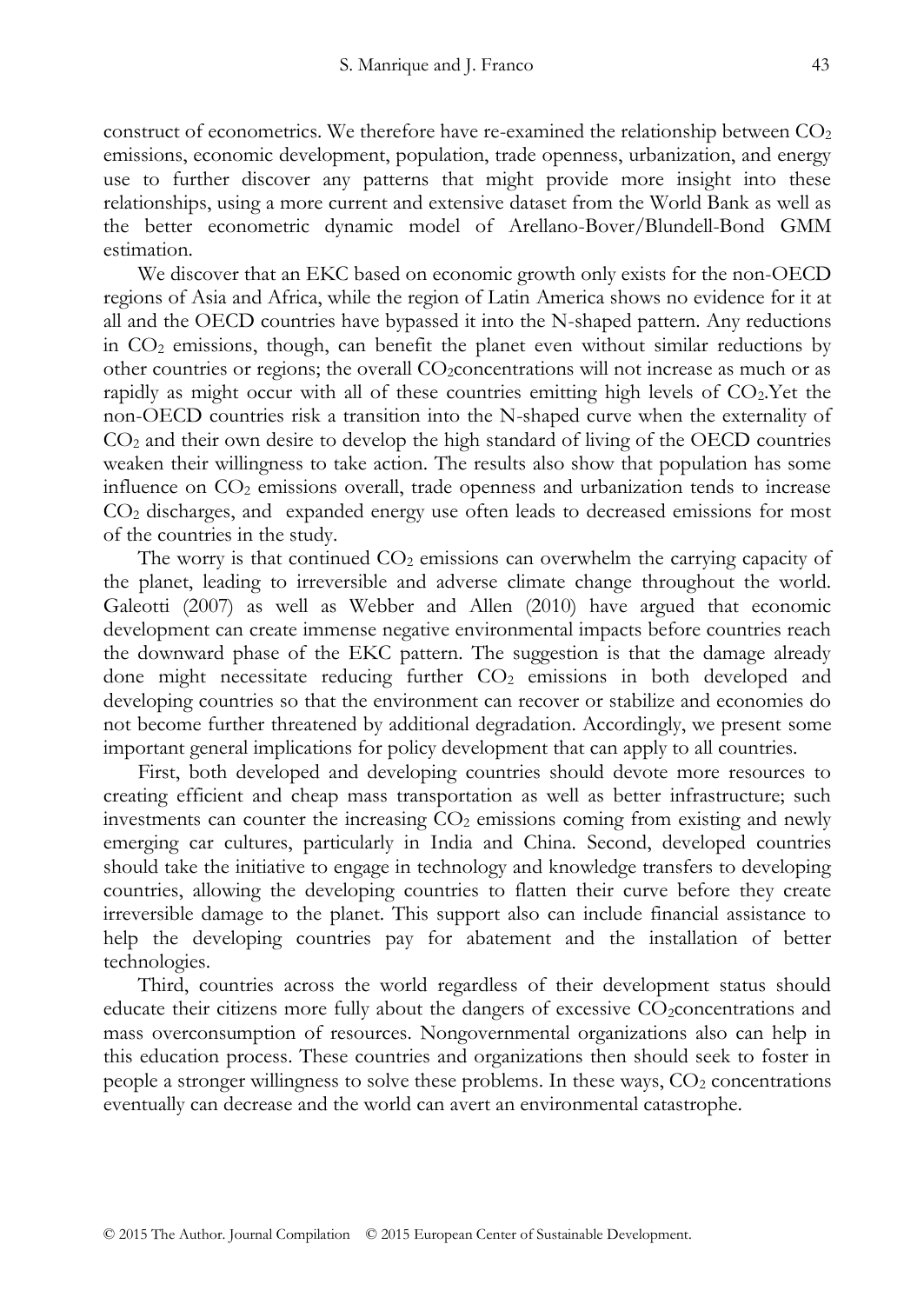construct of econometrics. We therefore have re-examined the relationship between $CO_2$ emissions, economic development, population, trade openness, urbanization, and energy use to further discover any patterns that might provide more insight into these relationships, using a more current and extensive dataset from the World Bank as well as the better econometric dynamic model of Arellano-Bover/Blundell-Bond GMM estimation.

We discover that an EKC based on economic growth only exists for the non-OECD regions of Asia and Africa, while the region of Latin America shows no evidence for it at all and the OECD countries have bypassed it into the N-shaped pattern. Any reductions in $CO_2$ emissions, though, can benefit the planet even without similar reductions by other countries or regions; the overall $CO_2$concentrations will not increase as much or as rapidly as might occur with all of these countries emitting high levels of $CO_2$.Yet the non-OECD countries risk a transition into the N-shaped curve when the externality of $CO_2$ and their own desire to develop the high standard of living of the OECD countries weaken their willingness to take action. The results also show that population has some influence on $CO_2$ emissions overall, trade openness and urbanization tends to increase $CO_2$ discharges, and expanded energy use often leads to decreased emissions for most of the countries in the study.

The worry is that continued $CO_2$ emissions can overwhelm the carrying capacity of the planet, leading to irreversible and adverse climate change throughout the world. Galeotti (2007) as well as Webber and Allen (2010) have argued that economic development can create immense negative environmental impacts before countries reach the downward phase of the EKC pattern. The suggestion is that the damage already done might necessitate reducing further $CO_2$ emissions in both developed and developing countries so that the environment can recover or stabilize and economies do not become further threatened by additional degradation. Accordingly, we present some important general implications for policy development that can apply to all countries.

First, both developed and developing countries should devote more resources to creating efficient and cheap mass transportation as well as better infrastructure; such investments can counter the increasing $CO_2$ emissions coming from existing and newly emerging car cultures, particularly in India and China. Second, developed countries should take the initiative to engage in technology and knowledge transfers to developing countries, allowing the developing countries to flatten their curve before they create irreversible damage to the planet. This support also can include financial assistance to help the developing countries pay for abatement and the installation of better technologies.

Third, countries across the world regardless of their development status should educate their citizens more fully about the dangers of excessive $CO_2$concentrations and mass overconsumption of resources. Nongovernmental organizations also can help in this education process. These countries and organizations then should seek to foster in people a stronger willingness to solve these problems. In these ways, $CO_2$ concentrations eventually can decrease and the world can avert an environmental catastrophe.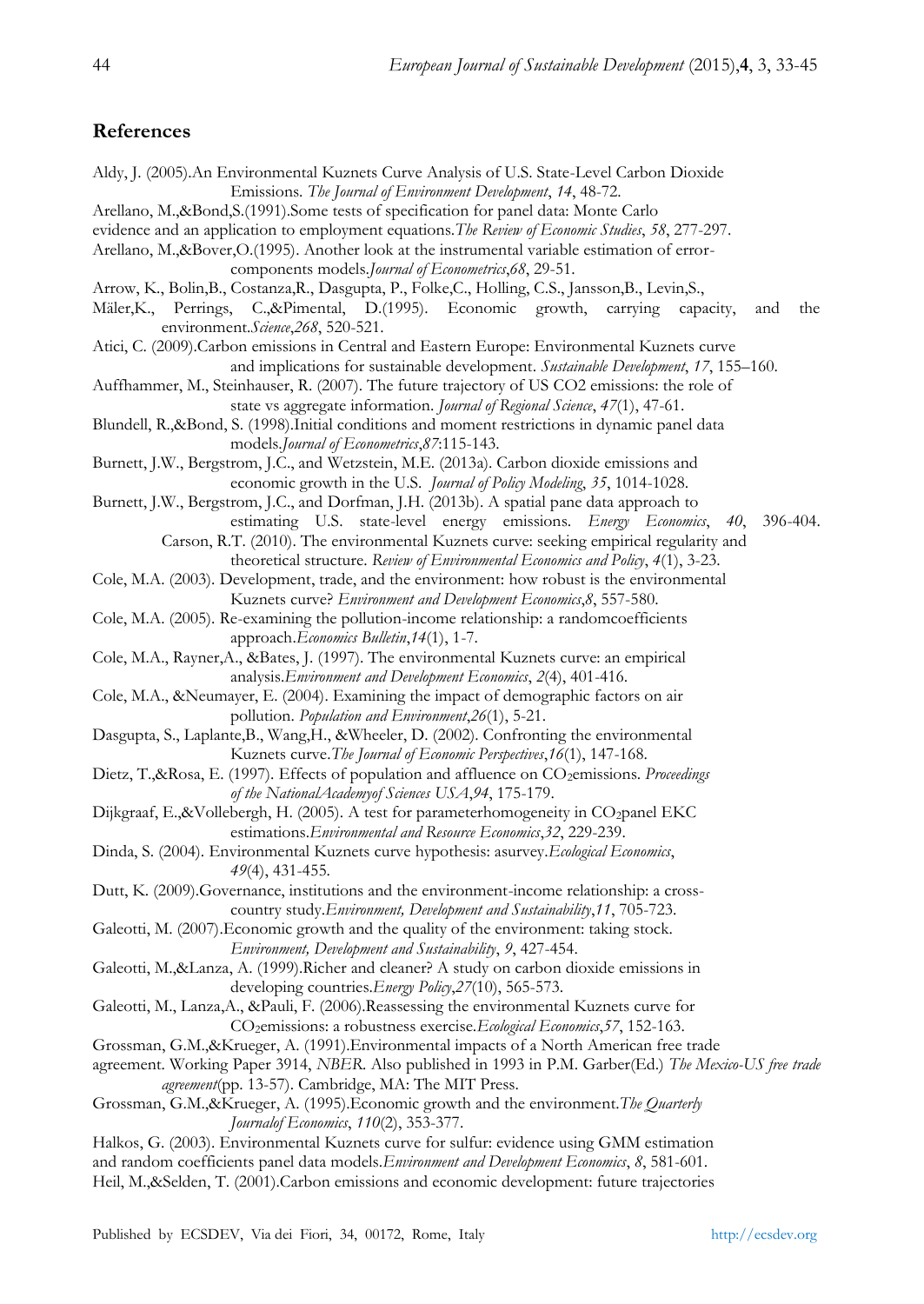## References

Aldy, J. (2005).An Environmental Kuznets Curve Analysis of U.S. State-Level Carbon Dioxide Emissions. *The Journal of Environment Development*, *14*, 48-72.

Arellano, M.,&Bond,S.(1991).Some tests of specification for panel data: Monte Carlo evidence and an application to employment equations.*The Review of Economic Studies*, *58*, 277-297.

Arellano, M.,&Bover,O.(1995). Another look at the instrumental variable estimation of error-components models.*Journal of Econometrics*,*68*, 29-51.

Arrow, K., Bolin,B., Costanza,R., Dasgupta, P., Folke,C., Holling, C.S., Jansson,B., Levin,S., Mäler,K., Perrings, C.,&Pimental, D.(1995). Economic growth, carrying capacity, and the environment.*Science*,*268*, 520-521.

Atici, C. (2009).Carbon emissions in Central and Eastern Europe: Environmental Kuznets curve and implications for sustainable development. *Sustainable Development*, *17*, 155–160.

Auffhammer, M., Steinhauser, R. (2007). The future trajectory of US CO2 emissions: the role of state vs aggregate information. *Journal of Regional Science*, *47*(1), 47-61.

Blundell, R.,&Bond, S. (1998).Initial conditions and moment restrictions in dynamic panel data models.*Journal of Econometrics*,*87*:115-143.

Burnett, J.W., Bergstrom, J.C., and Wetzstein, M.E. (2013a). Carbon dioxide emissions and economic growth in the U.S. *Journal of Policy Modeling*, *35*, 1014-1028.

Burnett, J.W., Bergstrom, J.C., and Dorfman, J.H. (2013b). A spatial pane data approach to estimating U.S. state-level energy emissions. *Energy Economics*, *40*, 396-404.

Carson, R.T. (2010). The environmental Kuznets curve: seeking empirical regularity and theoretical structure. *Review of Environmental Economics and Policy*, *4*(1), 3-23.

Cole, M.A. (2003). Development, trade, and the environment: how robust is the environmental Kuznets curve? *Environment and Development Economics*,*8*, 557-580.

Cole, M.A. (2005). Re-examining the pollution-income relationship: a randomcoefficients approach.*Economics Bulletin*,*14*(1), 1-7.

Cole, M.A., Rayner,A., &Bates, J. (1997). The environmental Kuznets curve: an empirical analysis.*Environment and Development Economics*, *2*(4), 401-416.

Cole, M.A., &Neumayer, E. (2004). Examining the impact of demographic factors on air pollution. *Population and Environment*,*26*(1), 5-21.

Dasgupta, S., Laplante,B., Wang,H., &Wheeler, D. (2002). Confronting the environmental Kuznets curve.*The Journal of Economic Perspectives*,*16*(1), 147-168.

Dietz, T.,&Rosa, E. (1997). Effects of population and affluence on $CO_2$emissions. *Proceedings of the NationalAcademyof Sciences USA*,*94*, 175-179.

Dijkgraaf, E.,&Vollebergh, H. (2005). A test for parameterhomogeneity in $CO_2$panel EKC estimations.*Environmental and Resource Economics*,*32*, 229-239.

Dinda, S. (2004). Environmental Kuznets curve hypothesis: asurvey.*Ecological Economics*, *49*(4), 431-455.

Dutt, K. (2009).Governance, institutions and the environment-income relationship: a cross-country study.*Environment, Development and Sustainability*,*11*, 705-723.

Galeotti, M. (2007).Economic growth and the quality of the environment: taking stock. *Environment, Development and Sustainability*, *9*, 427-454.

Galeotti, M.,&Lanza, A. (1999).Richer and cleaner? A study on carbon dioxide emissions in developing countries.*Energy Policy*,*27*(10), 565-573.

Galeotti, M., Lanza,A., &Pauli, F. (2006).Reassessing the environmental Kuznets curve for $CO_2$emissions: a robustness exercise.*Ecological Economics*,*57*, 152-163.

Grossman, G.M.,&Krueger, A. (1991).Environmental impacts of a North American free trade agreement. Working Paper 3914, *NBER*. Also published in 1993 in P.M. Garber(Ed.) *The Mexico-US free trade agreement*(pp. 13-57). Cambridge, MA: The MIT Press.

Grossman, G.M.,&Krueger, A. (1995).Economic growth and the environment.*The Quarterly Journalof Economics*, *110*(2), 353-377.

Halkos, G. (2003). Environmental Kuznets curve for sulfur: evidence using GMM estimation and random coefficients panel data models.*Environment and Development Economics*, *8*, 581-601.

Heil, M.,&Selden, T. (2001).Carbon emissions and economic development: future trajectories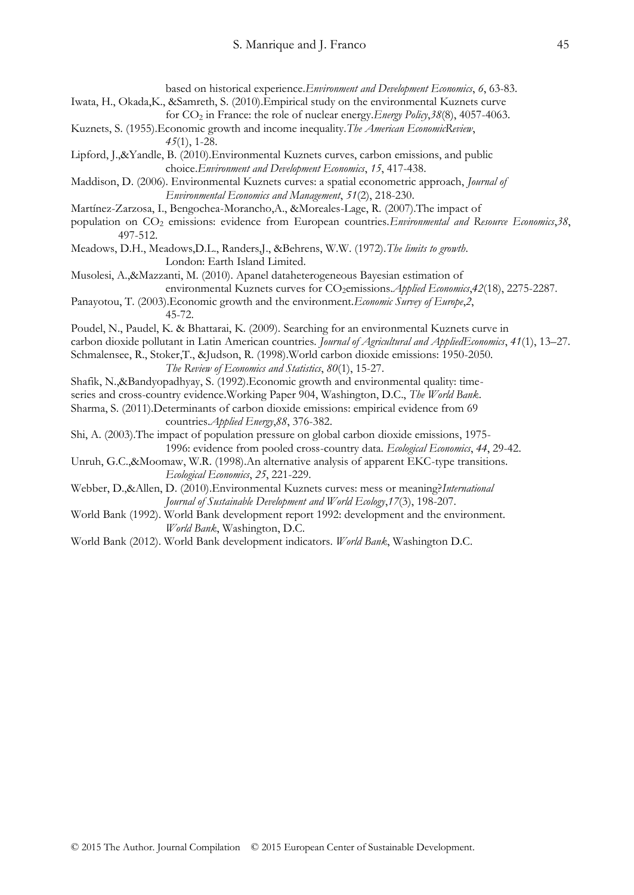based on historical experience.*Environment and Development Economics*, *6*, 63-83.

Iwata, H., Okada,K., &Samreth, S. (2010).Empirical study on the environmental Kuznets curve for $CO_2$ in France: the role of nuclear energy.*Energy Policy*,*38*(8), 4057-4063.

Kuznets, S. (1955).Economic growth and income inequality.*The American EconomicReview*, *45*(1), 1-28.

Lipford, J.,&Yandle, B. (2010).Environmental Kuznets curves, carbon emissions, and public choice.*Environment and Development Economics*, *15*, 417-438.

Maddison, D. (2006). Environmental Kuznets curves: a spatial econometric approach, *Journal of Environmental Economics and Management*, *51*(2), 218-230.

Martínez-Zarzosa, I., Bengochea-Morancho,A., &Moreales-Lage, R. (2007).The impact of population on $CO_2$ emissions: evidence from European countries.*Environmental and Resource Economics*,*38*, 497-512.

Meadows, D.H., Meadows,D.L., Randers,J., &Behrens, W.W. (1972).*The limits to growth*. London: Earth Island Limited.

Musolesi, A.,&Mazzanti, M. (2010). Apanel dataheterogeneous Bayesian estimation of environmental Kuznets curves for $CO_2$emissions.*Applied Economics*,*42*(18), 2275-2287.

Panayotou, T. (2003).Economic growth and the environment.*Economic Survey of Europe*,*2*, 45-72.

Poudel, N., Paudel, K. & Bhattarai, K. (2009). Searching for an environmental Kuznets curve in carbon dioxide pollutant in Latin American countries. *Journal of Agricultural and AppliedEconomics*, *41*(1), 13–27.

Schmalensee, R., Stoker,T., &Judson, R. (1998).World carbon dioxide emissions: 1950-2050. *The Review of Economics and Statistics*, *80*(1), 15-27.

Shafik, N.,&Bandyopadhyay, S. (1992).Economic growth and environmental quality: time-series and cross-country evidence.Working Paper 904, Washington, D.C., *The World Bank*.

Sharma, S. (2011).Determinants of carbon dioxide emissions: empirical evidence from 69 countries.*Applied Energy*,*88*, 376-382.

Shi, A. (2003).The impact of population pressure on global carbon dioxide emissions, 1975-1996: evidence from pooled cross-country data. *Ecological Economics*, *44*, 29-42.

Unruh, G.C.,&Moomaw, W.R. (1998).An alternative analysis of apparent EKC-type transitions. *Ecological Economics*, *25*, 221-229.

Webber, D.,&Allen, D. (2010).Environmental Kuznets curves: mess or meaning?*International Journal of Sustainable Development and World Ecology*,*17*(3), 198-207.

World Bank (1992). World Bank development report 1992: development and the environment. *World Bank*, Washington, D.C.

World Bank (2012). World Bank development indicators. *World Bank*, Washington D.C.